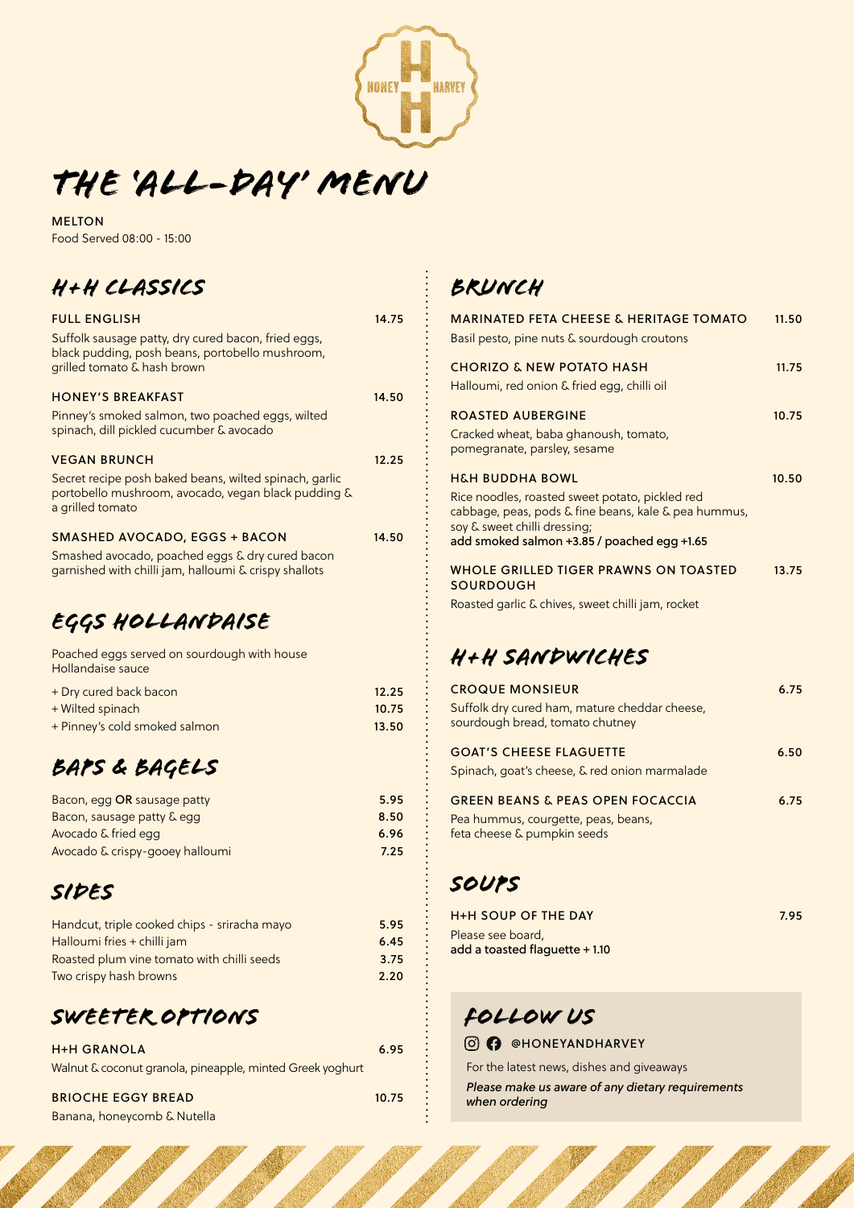# THE 'ALL-DAY' MENU

**MELTON**
Food Served 08:00 - 15:00

## H+H CLASSICS

**FULL ENGLISH** — 14.75
Suffolk sausage patty, dry cured bacon, fried eggs, black pudding, posh beans, portobello mushroom, grilled tomato & hash brown

**HONEY'S BREAKFAST** — 14.50
Pinney's smoked salmon, two poached eggs, wilted spinach, dill pickled cucumber & avocado

**VEGAN BRUNCH** — 12.25
Secret recipe posh baked beans, wilted spinach, garlic portobello mushroom, avocado, vegan black pudding & a grilled tomato

**SMASHED AVOCADO, EGGS + BACON** — 14.50
Smashed avocado, poached eggs & dry cured bacon garnished with chilli jam, halloumi & crispy shallots

## EGGS HOLLANDAISE

Poached eggs served on sourdough with house Hollandaise sauce

| | |
|---|---|
| + Dry cured back bacon | 12.25 |
| + Wilted spinach | 10.75 |
| + Pinney's cold smoked salmon | 13.50 |

## BAPS & BAGELS

| | |
|---|---|
| Bacon, egg **OR** sausage patty | 5.95 |
| Bacon, sausage patty & egg | 8.50 |
| Avocado & fried egg | 6.96 |
| Avocado & crispy-gooey halloumi | 7.25 |

## SIDES

| | |
|---|---|
| Handcut, triple cooked chips - sriracha mayo | 5.95 |
| Halloumi fries + chilli jam | 6.45 |
| Roasted plum vine tomato with chilli seeds | 3.75 |
| Two crispy hash browns | 2.20 |

## SWEETER OPTIONS

**H+H GRANOLA** — 6.95
Walnut & coconut granola, pineapple, minted Greek yoghurt

**BRIOCHE EGGY BREAD** — 10.75
Banana, honeycomb & Nutella

## BRUNCH

**MARINATED FETA CHEESE & HERITAGE TOMATO** — 11.50
Basil pesto, pine nuts & sourdough croutons

**CHORIZO & NEW POTATO HASH** — 11.75
Halloumi, red onion & fried egg, chilli oil

**ROASTED AUBERGINE** — 10.75
Cracked wheat, baba ghanoush, tomato, pomegranate, parsley, sesame

**H&H BUDDHA BOWL** — 10.50
Rice noodles, roasted sweet potato, pickled red cabbage, peas, pods & fine beans, kale & pea hummus, soy & sweet chilli dressing;
**add smoked salmon +3.85 / poached egg +1.65**

**WHOLE GRILLED TIGER PRAWNS ON TOASTED SOURDOUGH** — 13.75
Roasted garlic & chives, sweet chilli jam, rocket

## H+H SANDWICHES

**CROQUE MONSIEUR** — 6.75
Suffolk dry cured ham, mature cheddar cheese, sourdough bread, tomato chutney

**GOAT'S CHEESE FLAGUETTE** — 6.50
Spinach, goat's cheese, & red onion marmalade

**GREEN BEANS & PEAS OPEN FOCACCIA** — 6.75
Pea hummus, courgette, peas, beans, feta cheese & pumpkin seeds

## SOUPS

**H+H SOUP OF THE DAY** — 7.95
Please see board,
**add a toasted flaguette + 1.10**

## FOLLOW US

**@HONEYANDHARVEY**

For the latest news, dishes and giveaways

*Please make us aware of any dietary requirements when ordering*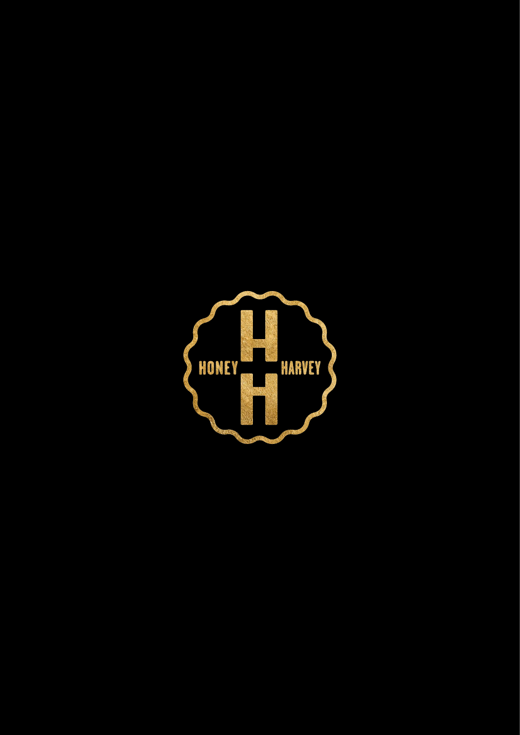HONEY H H HARVEY